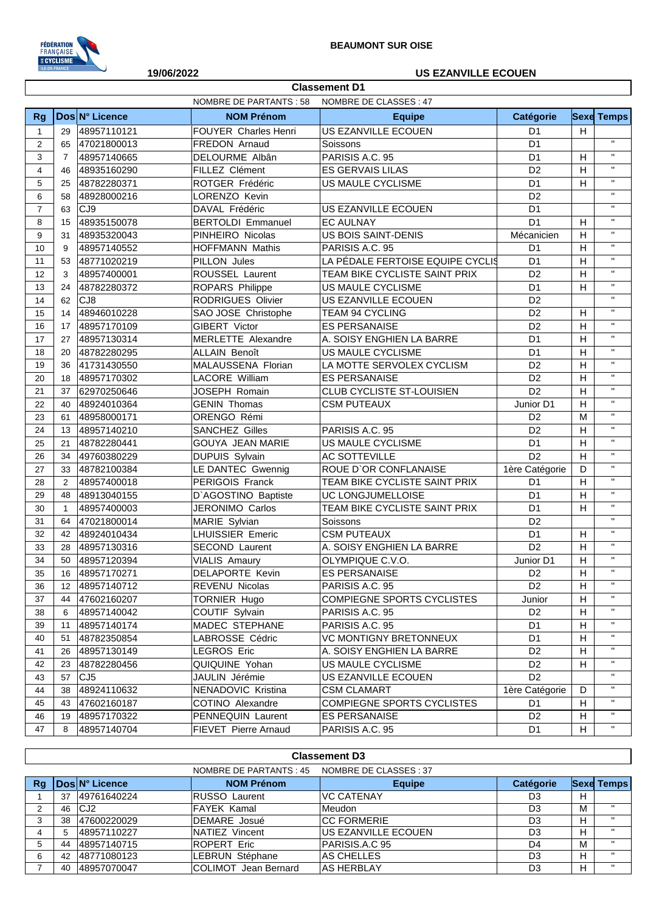BEAUMONT SUR OISE

19/06/2022

US EZANVILLE ECOUEN

## Classement D1

NOMBRE DE PARTANTS : 58 NOMBRE DE CLASSES : 47

| Rg | Dos | N° Licence | NOM Prénom | Equipe | Catégorie | Sexe | Temps |
|---|---|---|---|---|---|---|---|
| 1 | 29 | 48957110121 | FOUYER Charles Henri | US EZANVILLE ECOUEN | D1 | H | |
| 2 | 65 | 47021800013 | FREDON Arnaud | Soissons | D1 | | " |
| 3 | 7 | 48957140665 | DELOURME Albân | PARISIS A.C. 95 | D1 | H | " |
| 4 | 46 | 48935160290 | FILLEZ Clément | ES GERVAIS LILAS | D2 | H | " |
| 5 | 25 | 48782280371 | ROTGER Frédéric | US MAULE CYCLISME | D1 | H | " |
| 6 | 58 | 48928000216 | LORENZO Kevin | | D2 | | " |
| 7 | 63 | CJ9 | DAVAL Frédéric | US EZANVILLE ECOUEN | D1 | | " |
| 8 | 15 | 48935150078 | BERTOLDI Emmanuel | EC AULNAY | D1 | H | " |
| 9 | 31 | 48935320043 | PINHEIRO Nicolas | US BOIS SAINT-DENIS | Mécanicien | H | " |
| 10 | 9 | 48957140552 | HOFFMANN Mathis | PARISIS A.C. 95 | D1 | H | " |
| 11 | 53 | 48771020219 | PILLON Jules | LA PÉDALE FERTOISE EQUIPE CYCLIS | D1 | H | " |
| 12 | 3 | 48957400001 | ROUSSEL Laurent | TEAM BIKE CYCLISTE SAINT PRIX | D2 | H | " |
| 13 | 24 | 48782280372 | ROPARS Philippe | US MAULE CYCLISME | D1 | H | " |
| 14 | 62 | CJ8 | RODRIGUES Olivier | US EZANVILLE ECOUEN | D2 | | " |
| 15 | 14 | 48946010228 | SAO JOSE Christophe | TEAM 94 CYCLING | D2 | H | " |
| 16 | 17 | 48957170109 | GIBERT Victor | ES PERSANAISE | D2 | H | " |
| 17 | 27 | 48957130314 | MERLETTE Alexandre | A. SOISY ENGHIEN LA BARRE | D1 | H | " |
| 18 | 20 | 48782280295 | ALLAIN Benoît | US MAULE CYCLISME | D1 | H | " |
| 19 | 36 | 41731430550 | MALAUSSENA Florian | LA MOTTE SERVOLEX CYCLISM | D2 | H | " |
| 20 | 18 | 48957170302 | LACORE William | ES PERSANAISE | D2 | H | " |
| 21 | 37 | 62970250646 | JOSEPH Romain | CLUB CYCLISTE ST-LOUISIEN | D2 | H | " |
| 22 | 40 | 48924010364 | GENIN Thomas | CSM PUTEAUX | Junior D1 | H | " |
| 23 | 61 | 48958000171 | ORENGO Rémi | | D2 | M | " |
| 24 | 13 | 48957140210 | SANCHEZ Gilles | PARISIS A.C. 95 | D2 | H | " |
| 25 | 21 | 48782280441 | GOUYA JEAN MARIE | US MAULE CYCLISME | D1 | H | " |
| 26 | 34 | 49760380229 | DUPUIS Sylvain | AC SOTTEVILLE | D2 | H | " |
| 27 | 33 | 48782100384 | LE DANTEC Gwennig | ROUE D`OR CONFLANAISE | 1ère Catégorie | D | " |
| 28 | 2 | 48957400018 | PERIGOIS Franck | TEAM BIKE CYCLISTE SAINT PRIX | D1 | H | " |
| 29 | 48 | 48913040155 | D`AGOSTINO Baptiste | UC LONGJUMELLOISE | D1 | H | " |
| 30 | 1 | 48957400003 | JERONIMO Carlos | TEAM BIKE CYCLISTE SAINT PRIX | D1 | H | " |
| 31 | 64 | 47021800014 | MARIE Sylvian | Soissons | D2 | | " |
| 32 | 42 | 48924010434 | LHUISSIER Emeric | CSM PUTEAUX | D1 | H | " |
| 33 | 28 | 48957130316 | SECOND Laurent | A. SOISY ENGHIEN LA BARRE | D2 | H | " |
| 34 | 50 | 48957120394 | VIALIS Amaury | OLYMPIQUE C.V.O. | Junior D1 | H | " |
| 35 | 16 | 48957170271 | DELAPORTE Kevin | ES PERSANAISE | D2 | H | " |
| 36 | 12 | 48957140712 | REVENU Nicolas | PARISIS A.C. 95 | D2 | H | " |
| 37 | 44 | 47602160207 | TORNIER Hugo | COMPIEGNE SPORTS CYCLISTES | Junior | H | " |
| 38 | 6 | 48957140042 | COUTIF Sylvain | PARISIS A.C. 95 | D2 | H | " |
| 39 | 11 | 48957140174 | MADEC STEPHANE | PARISIS A.C. 95 | D1 | H | " |
| 40 | 51 | 48782350854 | LABROSSE Cédric | VC MONTIGNY BRETONNEUX | D1 | H | " |
| 41 | 26 | 48957130149 | LEGROS Eric | A. SOISY ENGHIEN LA BARRE | D2 | H | " |
| 42 | 23 | 48782280456 | QUIQUINE Yohan | US MAULE CYCLISME | D2 | H | " |
| 43 | 57 | CJ5 | JAULIN Jérémie | US EZANVILLE ECOUEN | D2 | | " |
| 44 | 38 | 48924110632 | NENADOVIC Kristina | CSM CLAMART | 1ère Catégorie | D | " |
| 45 | 43 | 47602160187 | COTINO Alexandre | COMPIEGNE SPORTS CYCLISTES | D1 | H | " |
| 46 | 19 | 48957170322 | PENNEQUIN Laurent | ES PERSANAISE | D2 | H | " |
| 47 | 8 | 48957140704 | FIEVET Pierre Arnaud | PARISIS A.C. 95 | D1 | H | " |

## Classement D3

NOMBRE DE PARTANTS : 45 NOMBRE DE CLASSES : 37

| Rg | Dos | N° Licence | NOM Prénom | Equipe | Catégorie | Sexe | Temps |
|---|---|---|---|---|---|---|---|
| 1 | 37 | 49761640224 | RUSSO Laurent | VC CATENAY | D3 | H | |
| 2 | 46 | CJ2 | FAYEK Kamal | Meudon | D3 | M | " |
| 3 | 38 | 47600220029 | DEMARE Josué | CC FORMERIE | D3 | H | " |
| 4 | 5 | 48957110227 | NATIEZ Vincent | US EZANVILLE ECOUEN | D3 | H | " |
| 5 | 44 | 48957140715 | ROPERT Eric | PARISIS.A.C 95 | D4 | M | " |
| 6 | 42 | 48771080123 | LEBRUN Stéphane | AS CHELLES | D3 | H | " |
| 7 | 40 | 48957070047 | COLIMOT Jean Bernard | AS HERBLAY | D3 | H | " |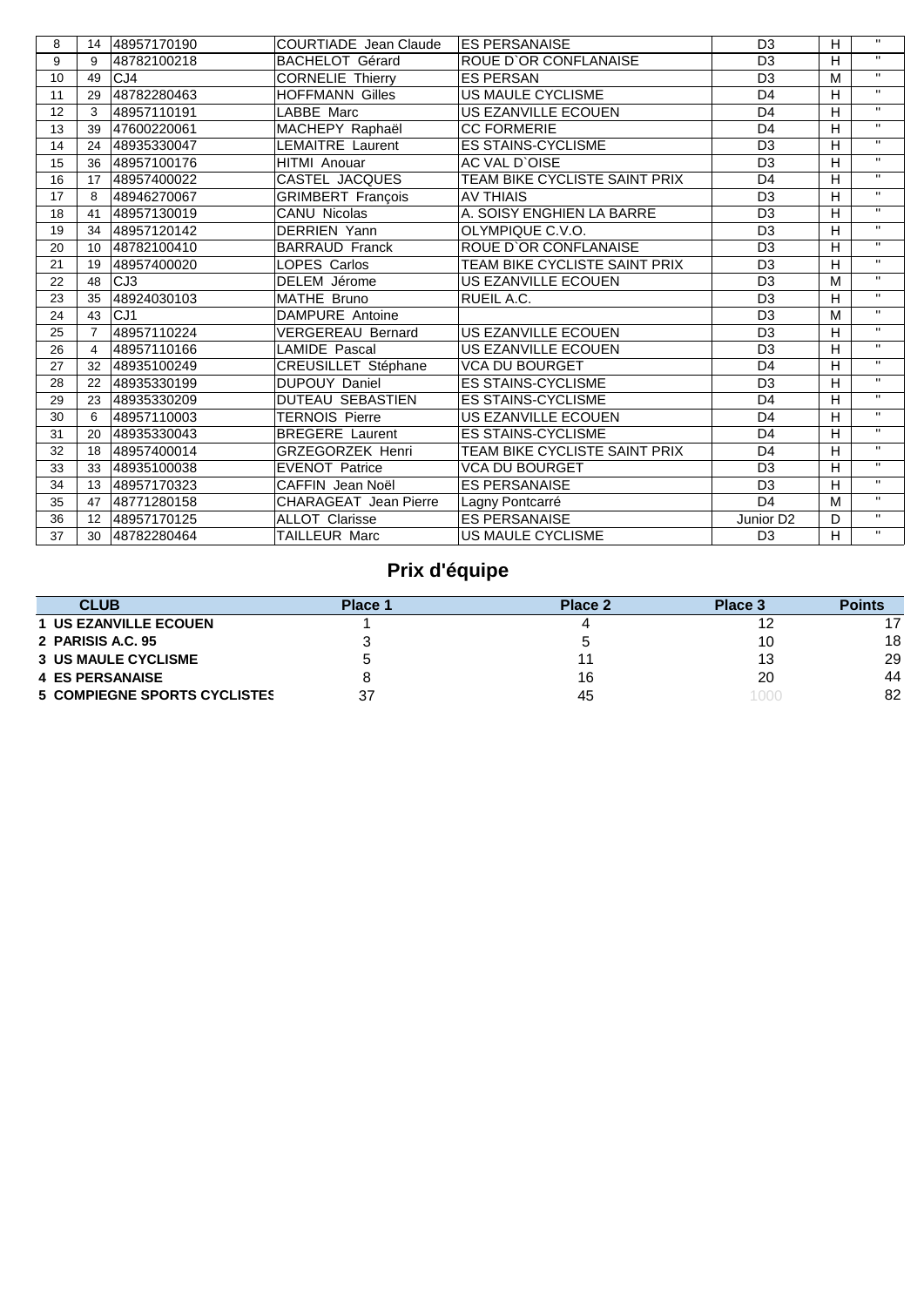| | | | | | | | |
|---|---|---|---|---|---|---|---|
| 8 | 14 | 48957170190 | COURTIADE Jean Claude | ES PERSANAISE | D3 | H | " |
| 9 | 9 | 48782100218 | BACHELOT Gérard | ROUE D`OR CONFLANAISE | D3 | H | " |
| 10 | 49 | CJ4 | CORNELIE Thierry | ES PERSAN | D3 | M | " |
| 11 | 29 | 48782280463 | HOFFMANN Gilles | US MAULE CYCLISME | D4 | H | " |
| 12 | 3 | 48957110191 | LABBE Marc | US EZANVILLE ECOUEN | D4 | H | " |
| 13 | 39 | 47600220061 | MACHEPY Raphaël | CC FORMERIE | D4 | H | " |
| 14 | 24 | 48935330047 | LEMAITRE Laurent | ES STAINS-CYCLISME | D3 | H | " |
| 15 | 36 | 48957100176 | HITMI Anouar | AC VAL D`OISE | D3 | H | " |
| 16 | 17 | 48957400022 | CASTEL JACQUES | TEAM BIKE CYCLISTE SAINT PRIX | D4 | H | " |
| 17 | 8 | 48946270067 | GRIMBERT François | AV THIAIS | D3 | H | " |
| 18 | 41 | 48957130019 | CANU Nicolas | A. SOISY ENGHIEN LA BARRE | D3 | H | " |
| 19 | 34 | 48957120142 | DERRIEN Yann | OLYMPIQUE C.V.O. | D3 | H | " |
| 20 | 10 | 48782100410 | BARRAUD Franck | ROUE D`OR CONFLANAISE | D3 | H | " |
| 21 | 19 | 48957400020 | LOPES Carlos | TEAM BIKE CYCLISTE SAINT PRIX | D3 | H | " |
| 22 | 48 | CJ3 | DELEM Jérome | US EZANVILLE ECOUEN | D3 | M | " |
| 23 | 35 | 48924030103 | MATHE Bruno | RUEIL A.C. | D3 | H | " |
| 24 | 43 | CJ1 | DAMPURE Antoine | | D3 | M | " |
| 25 | 7 | 48957110224 | VERGEREAU Bernard | US EZANVILLE ECOUEN | D3 | H | " |
| 26 | 4 | 48957110166 | LAMIDE Pascal | US EZANVILLE ECOUEN | D3 | H | " |
| 27 | 32 | 48935100249 | CREUSILLET Stéphane | VCA DU BOURGET | D4 | H | " |
| 28 | 22 | 48935330199 | DUPOUY Daniel | ES STAINS-CYCLISME | D3 | H | " |
| 29 | 23 | 48935330209 | DUTEAU SEBASTIEN | ES STAINS-CYCLISME | D4 | H | " |
| 30 | 6 | 48957110003 | TERNOIS Pierre | US EZANVILLE ECOUEN | D4 | H | " |
| 31 | 20 | 48935330043 | BREGERE Laurent | ES STAINS-CYCLISME | D4 | H | " |
| 32 | 18 | 48957400014 | GRZEGORZEK Henri | TEAM BIKE CYCLISTE SAINT PRIX | D4 | H | " |
| 33 | 33 | 48935100038 | EVENOT Patrice | VCA DU BOURGET | D3 | H | " |
| 34 | 13 | 48957170323 | CAFFIN Jean Noël | ES PERSANAISE | D3 | H | " |
| 35 | 47 | 48771280158 | CHARAGEAT Jean Pierre | Lagny Pontcarré | D4 | M | " |
| 36 | 12 | 48957170125 | ALLOT Clarisse | ES PERSANAISE | Junior D2 | D | " |
| 37 | 30 | 48782280464 | TAILLEUR Marc | US MAULE CYCLISME | D3 | H | " |

## Prix d'équipe

| CLUB | Place 1 | Place 2 | Place 3 | Points |
|---|---|---|---|---|
| **1 US EZANVILLE ECOUEN** | 1 | 4 | 12 | 17 |
| **2 PARISIS A.C. 95** | 3 | 5 | 10 | 18 |
| **3 US MAULE CYCLISME** | 5 | 11 | 13 | 29 |
| **4 ES PERSANAISE** | 8 | 16 | 20 | 44 |
| **5 COMPIEGNE SPORTS CYCLISTES** | 37 | 45 | 1000 | 82 |